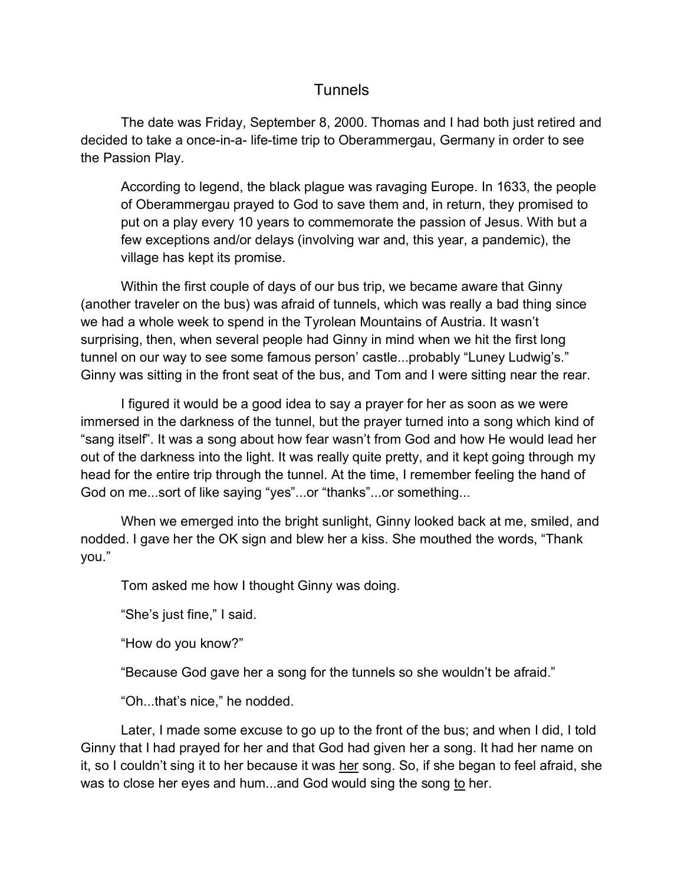# Tunnels

The date was Friday, September 8, 2000. Thomas and I had both just retired and decided to take a once-in-a- life-time trip to Oberammergau, Germany in order to see the Passion Play.

> According to legend, the black plague was ravaging Europe. In 1633, the people of Oberammergau prayed to God to save them and, in return, they promised to put on a play every 10 years to commemorate the passion of Jesus. With but a few exceptions and/or delays (involving war and, this year, a pandemic), the village has kept its promise.

Within the first couple of days of our bus trip, we became aware that Ginny (another traveler on the bus) was afraid of tunnels, which was really a bad thing since we had a whole week to spend in the Tyrolean Mountains of Austria. It wasn't surprising, then, when several people had Ginny in mind when we hit the first long tunnel on our way to see some famous person' castle...probably "Luney Ludwig's." Ginny was sitting in the front seat of the bus, and Tom and I were sitting near the rear.

I figured it would be a good idea to say a prayer for her as soon as we were immersed in the darkness of the tunnel, but the prayer turned into a song which kind of "sang itself". It was a song about how fear wasn't from God and how He would lead her out of the darkness into the light. It was really quite pretty, and it kept going through my head for the entire trip through the tunnel. At the time, I remember feeling the hand of God on me...sort of like saying "yes"...or "thanks"...or something...

When we emerged into the bright sunlight, Ginny looked back at me, smiled, and nodded. I gave her the OK sign and blew her a kiss. She mouthed the words, "Thank you."

Tom asked me how I thought Ginny was doing.

"She's just fine," I said.

"How do you know?"

"Because God gave her a song for the tunnels so she wouldn't be afraid."

"Oh...that's nice," he nodded.

Later, I made some excuse to go up to the front of the bus; and when I did, I told Ginny that I had prayed for her and that God had given her a song. It had her name on it, so I couldn't sing it to her because it was <u>her</u> song. So, if she began to feel afraid, she was to close her eyes and hum...and God would sing the song <u>to</u> her.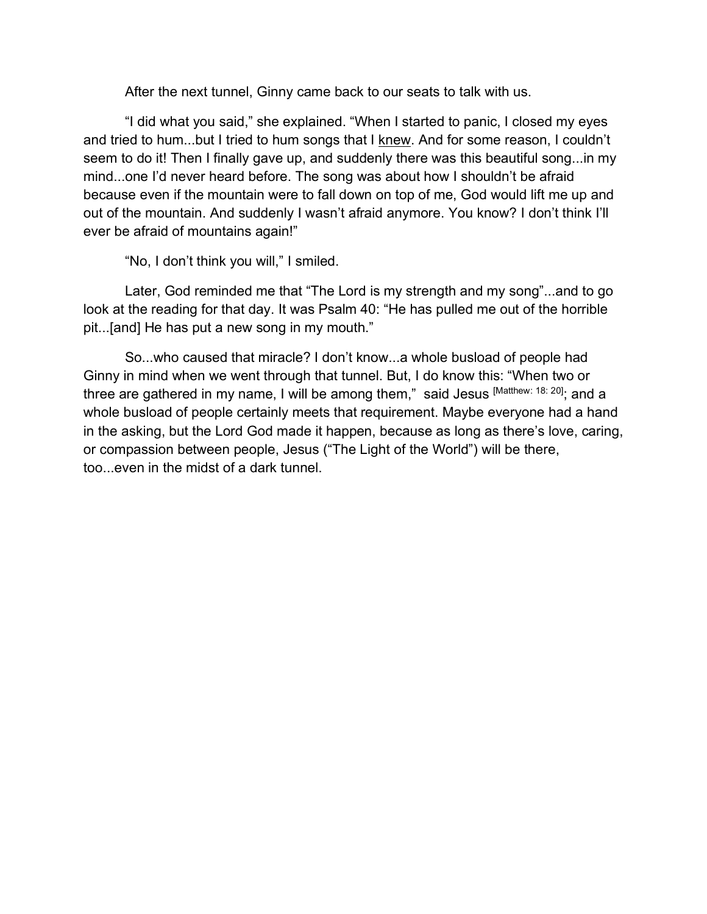After the next tunnel, Ginny came back to our seats to talk with us.

"I did what you said," she explained. "When I started to panic, I closed my eyes and tried to hum...but I tried to hum songs that I knew. And for some reason, I couldn't seem to do it! Then I finally gave up, and suddenly there was this beautiful song...in my mind...one I'd never heard before. The song was about how I shouldn't be afraid because even if the mountain were to fall down on top of me, God would lift me up and out of the mountain. And suddenly I wasn't afraid anymore. You know? I don't think I'll ever be afraid of mountains again!"

"No, I don't think you will," I smiled.

Later, God reminded me that "The Lord is my strength and my song"...and to go look at the reading for that day. It was Psalm 40: "He has pulled me out of the horrible pit...[and] He has put a new song in my mouth."

So...who caused that miracle? I don't know...a whole busload of people had Ginny in mind when we went through that tunnel. But, I do know this: "When two or three are gathered in my name, I will be among them," said Jesus [Matthew: 18: 20]; and a whole busload of people certainly meets that requirement. Maybe everyone had a hand in the asking, but the Lord God made it happen, because as long as there's love, caring, or compassion between people, Jesus ("The Light of the World") will be there, too...even in the midst of a dark tunnel.